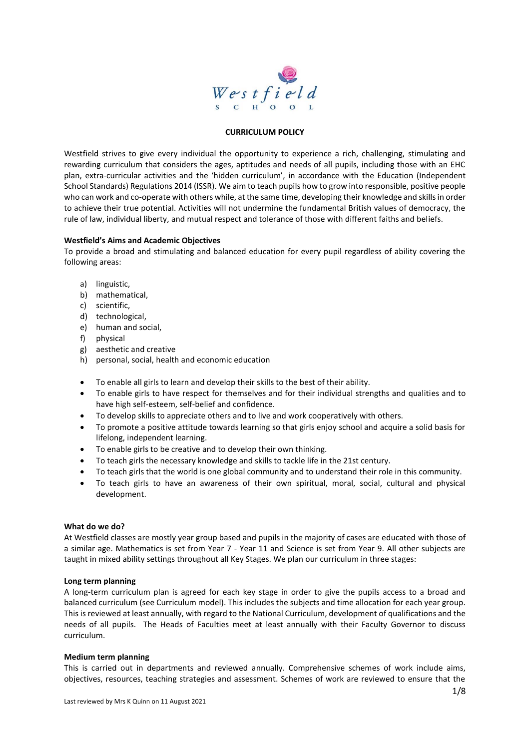Westfield School

# CURRICULUM POLICY

Westfield strives to give every individual the opportunity to experience a rich, challenging, stimulating and rewarding curriculum that considers the ages, aptitudes and needs of all pupils, including those with an EHC plan, extra-curricular activities and the 'hidden curriculum', in accordance with the Education (Independent School Standards) Regulations 2014 (ISSR). We aim to teach pupils how to grow into responsible, positive people who can work and co-operate with others while, at the same time, developing their knowledge and skills in order to achieve their true potential. Activities will not undermine the fundamental British values of democracy, the rule of law, individual liberty, and mutual respect and tolerance of those with different faiths and beliefs.

**Westfield's Aims and Academic Objectives**

To provide a broad and stimulating and balanced education for every pupil regardless of ability covering the following areas:

a) linguistic,
b) mathematical,
c) scientific,
d) technological,
e) human and social,
f) physical
g) aesthetic and creative
h) personal, social, health and economic education

- To enable all girls to learn and develop their skills to the best of their ability.
- To enable girls to have respect for themselves and for their individual strengths and qualities and to have high self-esteem, self-belief and confidence.
- To develop skills to appreciate others and to live and work cooperatively with others.
- To promote a positive attitude towards learning so that girls enjoy school and acquire a solid basis for lifelong, independent learning.
- To enable girls to be creative and to develop their own thinking.
- To teach girls the necessary knowledge and skills to tackle life in the 21st century.
- To teach girls that the world is one global community and to understand their role in this community.
- To teach girls to have an awareness of their own spiritual, moral, social, cultural and physical development.

**What do we do?**

At Westfield classes are mostly year group based and pupils in the majority of cases are educated with those of a similar age. Mathematics is set from Year 7 - Year 11 and Science is set from Year 9. All other subjects are taught in mixed ability settings throughout all Key Stages. We plan our curriculum in three stages:

**Long term planning**

A long-term curriculum plan is agreed for each key stage in order to give the pupils access to a broad and balanced curriculum (see Curriculum model). This includes the subjects and time allocation for each year group. This is reviewed at least annually, with regard to the National Curriculum, development of qualifications and the needs of all pupils. The Heads of Faculties meet at least annually with their Faculty Governor to discuss curriculum.

**Medium term planning**

This is carried out in departments and reviewed annually. Comprehensive schemes of work include aims, objectives, resources, teaching strategies and assessment. Schemes of work are reviewed to ensure that the

Last reviewed by Mrs K Quinn on 11 August 2021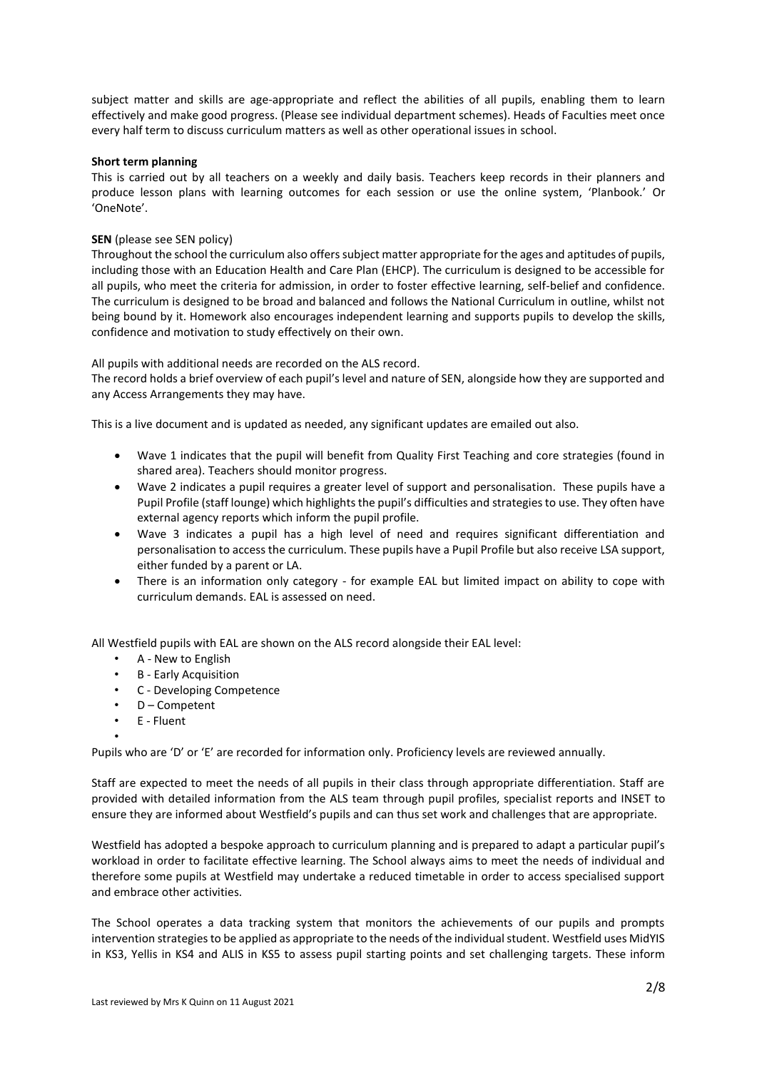subject matter and skills are age-appropriate and reflect the abilities of all pupils, enabling them to learn effectively and make good progress. (Please see individual department schemes). Heads of Faculties meet once every half term to discuss curriculum matters as well as other operational issues in school.

**Short term planning**

This is carried out by all teachers on a weekly and daily basis. Teachers keep records in their planners and produce lesson plans with learning outcomes for each session or use the online system, 'Planbook.' Or 'OneNote'.

**SEN** (please see SEN policy)

Throughout the school the curriculum also offers subject matter appropriate for the ages and aptitudes of pupils, including those with an Education Health and Care Plan (EHCP). The curriculum is designed to be accessible for all pupils, who meet the criteria for admission, in order to foster effective learning, self-belief and confidence. The curriculum is designed to be broad and balanced and follows the National Curriculum in outline, whilst not being bound by it. Homework also encourages independent learning and supports pupils to develop the skills, confidence and motivation to study effectively on their own.

All pupils with additional needs are recorded on the ALS record.
The record holds a brief overview of each pupil's level and nature of SEN, alongside how they are supported and any Access Arrangements they may have.

This is a live document and is updated as needed, any significant updates are emailed out also.

- Wave 1 indicates that the pupil will benefit from Quality First Teaching and core strategies (found in shared area). Teachers should monitor progress.
- Wave 2 indicates a pupil requires a greater level of support and personalisation. These pupils have a Pupil Profile (staff lounge) which highlights the pupil's difficulties and strategies to use. They often have external agency reports which inform the pupil profile.
- Wave 3 indicates a pupil has a high level of need and requires significant differentiation and personalisation to access the curriculum. These pupils have a Pupil Profile but also receive LSA support, either funded by a parent or LA.
- There is an information only category - for example EAL but limited impact on ability to cope with curriculum demands. EAL is assessed on need.

All Westfield pupils with EAL are shown on the ALS record alongside their EAL level:

- A - New to English
- B - Early Acquisition
- C - Developing Competence
- D – Competent
- E - Fluent

Pupils who are 'D' or 'E' are recorded for information only. Proficiency levels are reviewed annually.

Staff are expected to meet the needs of all pupils in their class through appropriate differentiation. Staff are provided with detailed information from the ALS team through pupil profiles, specialist reports and INSET to ensure they are informed about Westfield's pupils and can thus set work and challenges that are appropriate.

Westfield has adopted a bespoke approach to curriculum planning and is prepared to adapt a particular pupil's workload in order to facilitate effective learning. The School always aims to meet the needs of individual and therefore some pupils at Westfield may undertake a reduced timetable in order to access specialised support and embrace other activities.

The School operates a data tracking system that monitors the achievements of our pupils and prompts intervention strategies to be applied as appropriate to the needs of the individual student. Westfield uses MidYIS in KS3, Yellis in KS4 and ALIS in KS5 to assess pupil starting points and set challenging targets. These inform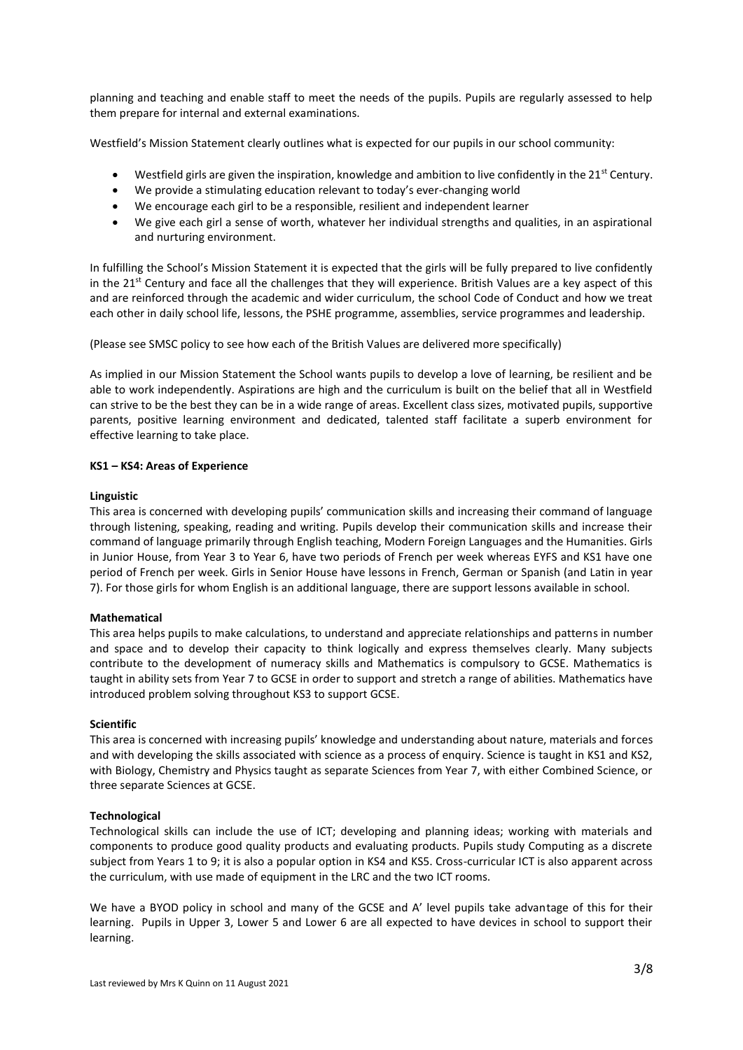planning and teaching and enable staff to meet the needs of the pupils. Pupils are regularly assessed to help them prepare for internal and external examinations.

Westfield's Mission Statement clearly outlines what is expected for our pupils in our school community:

- Westfield girls are given the inspiration, knowledge and ambition to live confidently in the 21st Century.
- We provide a stimulating education relevant to today's ever-changing world
- We encourage each girl to be a responsible, resilient and independent learner
- We give each girl a sense of worth, whatever her individual strengths and qualities, in an aspirational and nurturing environment.

In fulfilling the School's Mission Statement it is expected that the girls will be fully prepared to live confidently in the 21st Century and face all the challenges that they will experience. British Values are a key aspect of this and are reinforced through the academic and wider curriculum, the school Code of Conduct and how we treat each other in daily school life, lessons, the PSHE programme, assemblies, service programmes and leadership.

(Please see SMSC policy to see how each of the British Values are delivered more specifically)

As implied in our Mission Statement the School wants pupils to develop a love of learning, be resilient and be able to work independently. Aspirations are high and the curriculum is built on the belief that all in Westfield can strive to be the best they can be in a wide range of areas. Excellent class sizes, motivated pupils, supportive parents, positive learning environment and dedicated, talented staff facilitate a superb environment for effective learning to take place.

**KS1 – KS4: Areas of Experience**

**Linguistic**

This area is concerned with developing pupils' communication skills and increasing their command of language through listening, speaking, reading and writing. Pupils develop their communication skills and increase their command of language primarily through English teaching, Modern Foreign Languages and the Humanities. Girls in Junior House, from Year 3 to Year 6, have two periods of French per week whereas EYFS and KS1 have one period of French per week. Girls in Senior House have lessons in French, German or Spanish (and Latin in year 7). For those girls for whom English is an additional language, there are support lessons available in school.

**Mathematical**

This area helps pupils to make calculations, to understand and appreciate relationships and patterns in number and space and to develop their capacity to think logically and express themselves clearly. Many subjects contribute to the development of numeracy skills and Mathematics is compulsory to GCSE. Mathematics is taught in ability sets from Year 7 to GCSE in order to support and stretch a range of abilities. Mathematics have introduced problem solving throughout KS3 to support GCSE.

**Scientific**

This area is concerned with increasing pupils' knowledge and understanding about nature, materials and forces and with developing the skills associated with science as a process of enquiry. Science is taught in KS1 and KS2, with Biology, Chemistry and Physics taught as separate Sciences from Year 7, with either Combined Science, or three separate Sciences at GCSE.

**Technological**

Technological skills can include the use of ICT; developing and planning ideas; working with materials and components to produce good quality products and evaluating products. Pupils study Computing as a discrete subject from Years 1 to 9; it is also a popular option in KS4 and KS5. Cross-curricular ICT is also apparent across the curriculum, with use made of equipment in the LRC and the two ICT rooms.

We have a BYOD policy in school and many of the GCSE and A' level pupils take advantage of this for their learning. Pupils in Upper 3, Lower 5 and Lower 6 are all expected to have devices in school to support their learning.

Last reviewed by Mrs K Quinn on 11 August 2021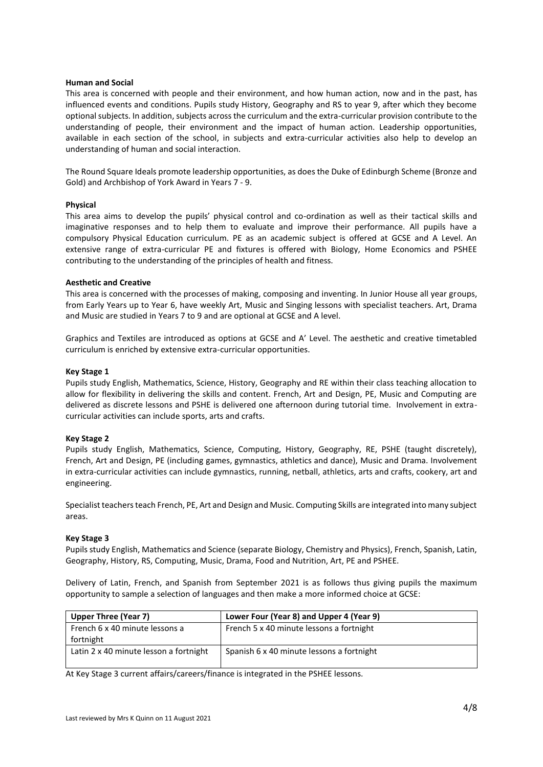**Human and Social**

This area is concerned with people and their environment, and how human action, now and in the past, has influenced events and conditions. Pupils study History, Geography and RS to year 9, after which they become optional subjects. In addition, subjects across the curriculum and the extra-curricular provision contribute to the understanding of people, their environment and the impact of human action. Leadership opportunities, available in each section of the school, in subjects and extra-curricular activities also help to develop an understanding of human and social interaction.

The Round Square Ideals promote leadership opportunities, as does the Duke of Edinburgh Scheme (Bronze and Gold) and Archbishop of York Award in Years 7 - 9.

**Physical**

This area aims to develop the pupils' physical control and co-ordination as well as their tactical skills and imaginative responses and to help them to evaluate and improve their performance. All pupils have a compulsory Physical Education curriculum. PE as an academic subject is offered at GCSE and A Level. An extensive range of extra-curricular PE and fixtures is offered with Biology, Home Economics and PSHEE contributing to the understanding of the principles of health and fitness.

**Aesthetic and Creative**

This area is concerned with the processes of making, composing and inventing. In Junior House all year groups, from Early Years up to Year 6, have weekly Art, Music and Singing lessons with specialist teachers. Art, Drama and Music are studied in Years 7 to 9 and are optional at GCSE and A level.

Graphics and Textiles are introduced as options at GCSE and A' Level. The aesthetic and creative timetabled curriculum is enriched by extensive extra-curricular opportunities.

**Key Stage 1**

Pupils study English, Mathematics, Science, History, Geography and RE within their class teaching allocation to allow for flexibility in delivering the skills and content. French, Art and Design, PE, Music and Computing are delivered as discrete lessons and PSHE is delivered one afternoon during tutorial time. Involvement in extra-curricular activities can include sports, arts and crafts.

**Key Stage 2**

Pupils study English, Mathematics, Science, Computing, History, Geography, RE, PSHE (taught discretely), French, Art and Design, PE (including games, gymnastics, athletics and dance), Music and Drama. Involvement in extra-curricular activities can include gymnastics, running, netball, athletics, arts and crafts, cookery, art and engineering.

Specialist teachers teach French, PE, Art and Design and Music. Computing Skills are integrated into many subject areas.

**Key Stage 3**

Pupils study English, Mathematics and Science (separate Biology, Chemistry and Physics), French, Spanish, Latin, Geography, History, RS, Computing, Music, Drama, Food and Nutrition, Art, PE and PSHEE.

Delivery of Latin, French, and Spanish from September 2021 is as follows thus giving pupils the maximum opportunity to sample a selection of languages and then make a more informed choice at GCSE:

| Upper Three (Year 7) | Lower Four (Year 8) and Upper 4 (Year 9) |
|---|---|
| French 6 x 40 minute lessons a fortnight | French 5 x 40 minute lessons a fortnight |
| Latin 2 x 40 minute lesson a fortnight | Spanish 6 x 40 minute lessons a fortnight |

At Key Stage 3 current affairs/careers/finance is integrated in the PSHEE lessons.

Last reviewed by Mrs K Quinn on 11 August 2021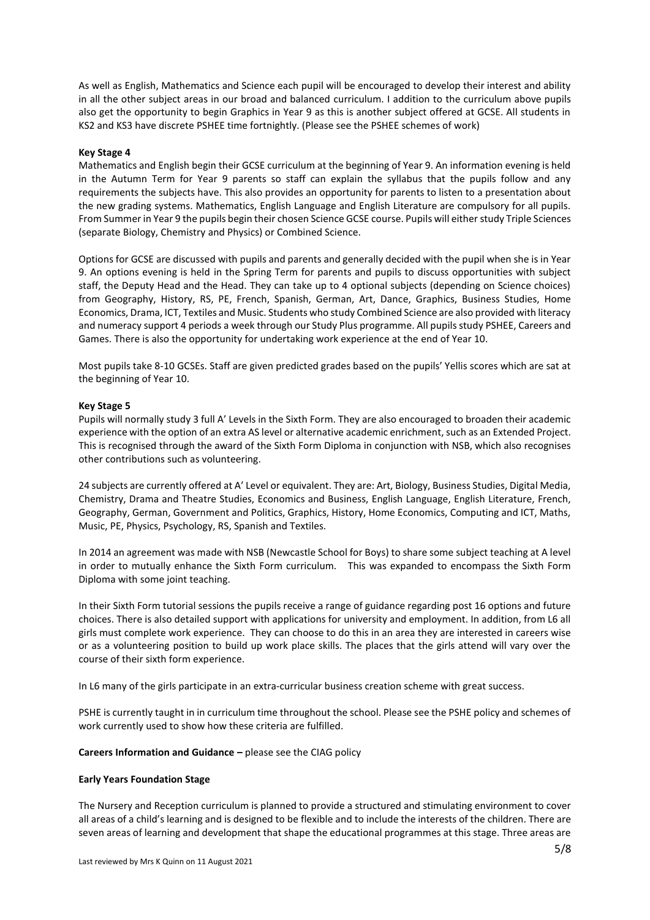As well as English, Mathematics and Science each pupil will be encouraged to develop their interest and ability in all the other subject areas in our broad and balanced curriculum. I addition to the curriculum above pupils also get the opportunity to begin Graphics in Year 9 as this is another subject offered at GCSE. All students in KS2 and KS3 have discrete PSHEE time fortnightly. (Please see the PSHEE schemes of work)

**Key Stage 4**

Mathematics and English begin their GCSE curriculum at the beginning of Year 9. An information evening is held in the Autumn Term for Year 9 parents so staff can explain the syllabus that the pupils follow and any requirements the subjects have. This also provides an opportunity for parents to listen to a presentation about the new grading systems. Mathematics, English Language and English Literature are compulsory for all pupils. From Summer in Year 9 the pupils begin their chosen Science GCSE course. Pupils will either study Triple Sciences (separate Biology, Chemistry and Physics) or Combined Science.

Options for GCSE are discussed with pupils and parents and generally decided with the pupil when she is in Year 9. An options evening is held in the Spring Term for parents and pupils to discuss opportunities with subject staff, the Deputy Head and the Head. They can take up to 4 optional subjects (depending on Science choices) from Geography, History, RS, PE, French, Spanish, German, Art, Dance, Graphics, Business Studies, Home Economics, Drama, ICT, Textiles and Music. Students who study Combined Science are also provided with literacy and numeracy support 4 periods a week through our Study Plus programme. All pupils study PSHEE, Careers and Games. There is also the opportunity for undertaking work experience at the end of Year 10.

Most pupils take 8-10 GCSEs. Staff are given predicted grades based on the pupils' Yellis scores which are sat at the beginning of Year 10.

**Key Stage 5**

Pupils will normally study 3 full A' Levels in the Sixth Form. They are also encouraged to broaden their academic experience with the option of an extra AS level or alternative academic enrichment, such as an Extended Project. This is recognised through the award of the Sixth Form Diploma in conjunction with NSB, which also recognises other contributions such as volunteering.

24 subjects are currently offered at A' Level or equivalent. They are: Art, Biology, Business Studies, Digital Media, Chemistry, Drama and Theatre Studies, Economics and Business, English Language, English Literature, French, Geography, German, Government and Politics, Graphics, History, Home Economics, Computing and ICT, Maths, Music, PE, Physics, Psychology, RS, Spanish and Textiles.

In 2014 an agreement was made with NSB (Newcastle School for Boys) to share some subject teaching at A level in order to mutually enhance the Sixth Form curriculum. This was expanded to encompass the Sixth Form Diploma with some joint teaching.

In their Sixth Form tutorial sessions the pupils receive a range of guidance regarding post 16 options and future choices. There is also detailed support with applications for university and employment. In addition, from L6 all girls must complete work experience. They can choose to do this in an area they are interested in careers wise or as a volunteering position to build up work place skills. The places that the girls attend will vary over the course of their sixth form experience.

In L6 many of the girls participate in an extra-curricular business creation scheme with great success.

PSHE is currently taught in in curriculum time throughout the school. Please see the PSHE policy and schemes of work currently used to show how these criteria are fulfilled.

**Careers Information and Guidance –** please see the CIAG policy

**Early Years Foundation Stage**

The Nursery and Reception curriculum is planned to provide a structured and stimulating environment to cover all areas of a child's learning and is designed to be flexible and to include the interests of the children. There are seven areas of learning and development that shape the educational programmes at this stage. Three areas are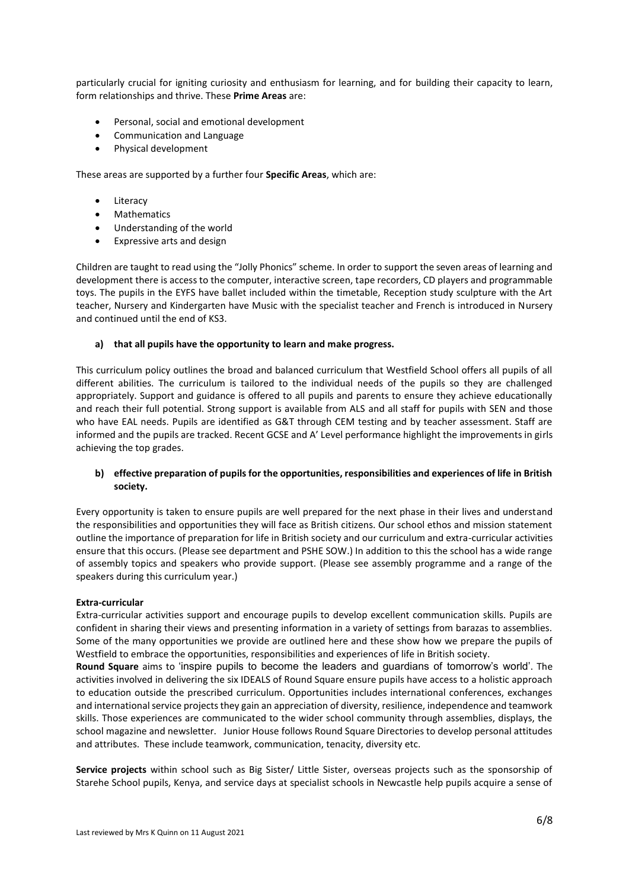particularly crucial for igniting curiosity and enthusiasm for learning, and for building their capacity to learn, form relationships and thrive. These **Prime Areas** are:

- Personal, social and emotional development
- Communication and Language
- Physical development

These areas are supported by a further four **Specific Areas**, which are:

- Literacy
- Mathematics
- Understanding of the world
- Expressive arts and design

Children are taught to read using the "Jolly Phonics" scheme. In order to support the seven areas of learning and development there is access to the computer, interactive screen, tape recorders, CD players and programmable toys. The pupils in the EYFS have ballet included within the timetable, Reception study sculpture with the Art teacher, Nursery and Kindergarten have Music with the specialist teacher and French is introduced in Nursery and continued until the end of KS3.

**a) that all pupils have the opportunity to learn and make progress.**

This curriculum policy outlines the broad and balanced curriculum that Westfield School offers all pupils of all different abilities. The curriculum is tailored to the individual needs of the pupils so they are challenged appropriately. Support and guidance is offered to all pupils and parents to ensure they achieve educationally and reach their full potential. Strong support is available from ALS and all staff for pupils with SEN and those who have EAL needs. Pupils are identified as G&T through CEM testing and by teacher assessment. Staff are informed and the pupils are tracked. Recent GCSE and A' Level performance highlight the improvements in girls achieving the top grades.

**b) effective preparation of pupils for the opportunities, responsibilities and experiences of life in British society.**

Every opportunity is taken to ensure pupils are well prepared for the next phase in their lives and understand the responsibilities and opportunities they will face as British citizens. Our school ethos and mission statement outline the importance of preparation for life in British society and our curriculum and extra-curricular activities ensure that this occurs. (Please see department and PSHE SOW.) In addition to this the school has a wide range of assembly topics and speakers who provide support. (Please see assembly programme and a range of the speakers during this curriculum year.)

**Extra-curricular**

Extra-curricular activities support and encourage pupils to develop excellent communication skills. Pupils are confident in sharing their views and presenting information in a variety of settings from barazas to assemblies. Some of the many opportunities we provide are outlined here and these show how we prepare the pupils of Westfield to embrace the opportunities, responsibilities and experiences of life in British society.

**Round Square** aims to 'inspire pupils to become the leaders and guardians of tomorrow's world'. The activities involved in delivering the six IDEALS of Round Square ensure pupils have access to a holistic approach to education outside the prescribed curriculum. Opportunities includes international conferences, exchanges and international service projects they gain an appreciation of diversity, resilience, independence and teamwork skills. Those experiences are communicated to the wider school community through assemblies, displays, the school magazine and newsletter. Junior House follows Round Square Directories to develop personal attitudes and attributes. These include teamwork, communication, tenacity, diversity etc.

**Service projects** within school such as Big Sister/ Little Sister, overseas projects such as the sponsorship of Starehe School pupils, Kenya, and service days at specialist schools in Newcastle help pupils acquire a sense of

Last reviewed by Mrs K Quinn on 11 August 2021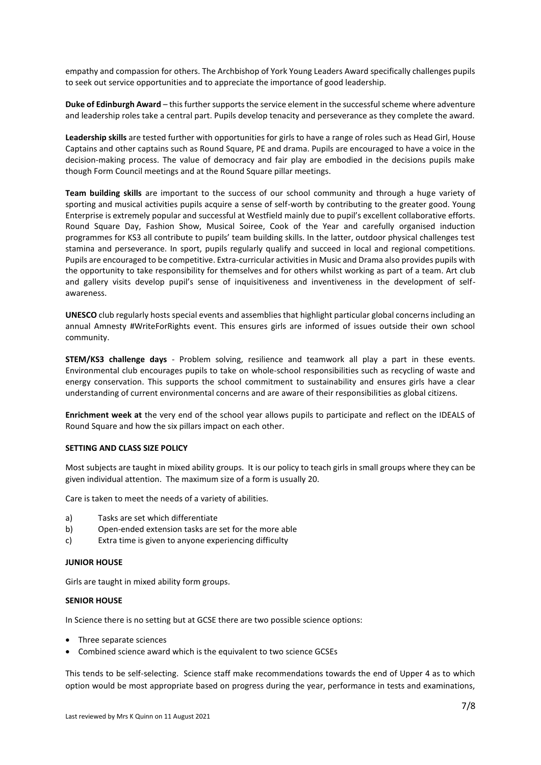empathy and compassion for others. The Archbishop of York Young Leaders Award specifically challenges pupils to seek out service opportunities and to appreciate the importance of good leadership.

**Duke of Edinburgh Award** – this further supports the service element in the successful scheme where adventure and leadership roles take a central part. Pupils develop tenacity and perseverance as they complete the award.

**Leadership skills** are tested further with opportunities for girls to have a range of roles such as Head Girl, House Captains and other captains such as Round Square, PE and drama. Pupils are encouraged to have a voice in the decision-making process. The value of democracy and fair play are embodied in the decisions pupils make though Form Council meetings and at the Round Square pillar meetings.

**Team building skills** are important to the success of our school community and through a huge variety of sporting and musical activities pupils acquire a sense of self-worth by contributing to the greater good. Young Enterprise is extremely popular and successful at Westfield mainly due to pupil's excellent collaborative efforts. Round Square Day, Fashion Show, Musical Soiree, Cook of the Year and carefully organised induction programmes for KS3 all contribute to pupils' team building skills. In the latter, outdoor physical challenges test stamina and perseverance. In sport, pupils regularly qualify and succeed in local and regional competitions. Pupils are encouraged to be competitive. Extra-curricular activities in Music and Drama also provides pupils with the opportunity to take responsibility for themselves and for others whilst working as part of a team. Art club and gallery visits develop pupil's sense of inquisitiveness and inventiveness in the development of self-awareness.

**UNESCO** club regularly hosts special events and assemblies that highlight particular global concerns including an annual Amnesty #WriteForRights event. This ensures girls are informed of issues outside their own school community.

**STEM/KS3 challenge days** - Problem solving, resilience and teamwork all play a part in these events. Environmental club encourages pupils to take on whole-school responsibilities such as recycling of waste and energy conservation. This supports the school commitment to sustainability and ensures girls have a clear understanding of current environmental concerns and are aware of their responsibilities as global citizens.

**Enrichment week at** the very end of the school year allows pupils to participate and reflect on the IDEALS of Round Square and how the six pillars impact on each other.

## SETTING AND CLASS SIZE POLICY

Most subjects are taught in mixed ability groups. It is our policy to teach girls in small groups where they can be given individual attention. The maximum size of a form is usually 20.

Care is taken to meet the needs of a variety of abilities.

a) Tasks are set which differentiate
b) Open-ended extension tasks are set for the more able
c) Extra time is given to anyone experiencing difficulty

### JUNIOR HOUSE

Girls are taught in mixed ability form groups.

### SENIOR HOUSE

In Science there is no setting but at GCSE there are two possible science options:

- Three separate sciences
- Combined science award which is the equivalent to two science GCSEs

This tends to be self-selecting. Science staff make recommendations towards the end of Upper 4 as to which option would be most appropriate based on progress during the year, performance in tests and examinations,

Last reviewed by Mrs K Quinn on 11 August 2021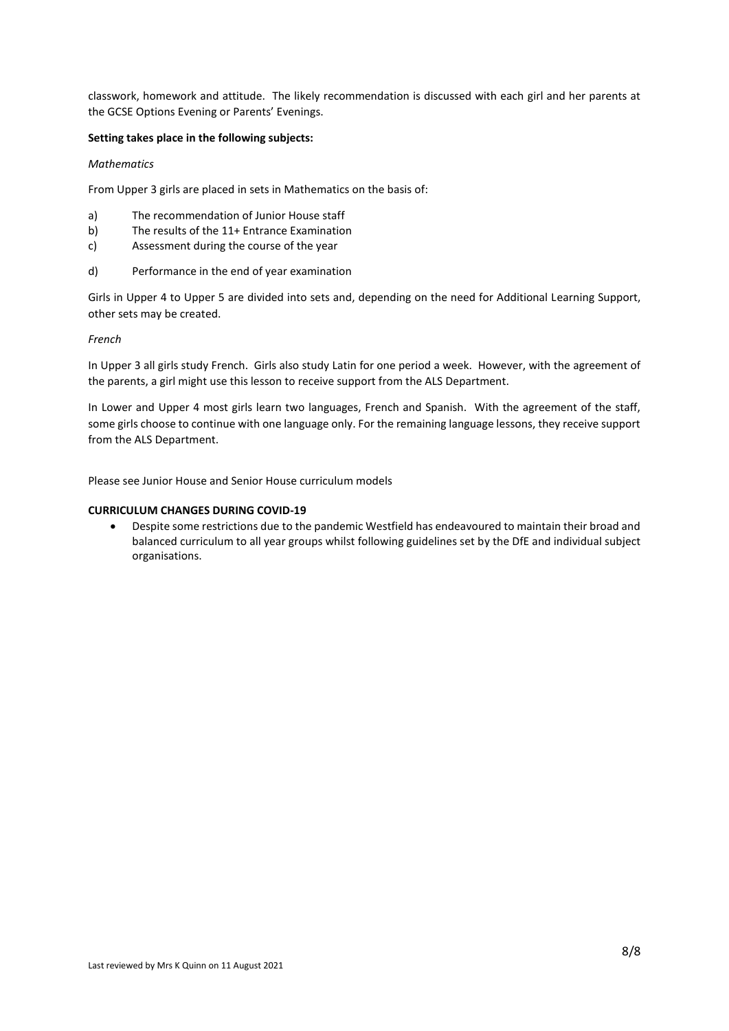classwork, homework and attitude. The likely recommendation is discussed with each girl and her parents at the GCSE Options Evening or Parents' Evenings.

**Setting takes place in the following subjects:**

*Mathematics*

From Upper 3 girls are placed in sets in Mathematics on the basis of:

a) The recommendation of Junior House staff
b) The results of the 11+ Entrance Examination
c) Assessment during the course of the year
d) Performance in the end of year examination

Girls in Upper 4 to Upper 5 are divided into sets and, depending on the need for Additional Learning Support, other sets may be created.

*French*

In Upper 3 all girls study French. Girls also study Latin for one period a week. However, with the agreement of the parents, a girl might use this lesson to receive support from the ALS Department.

In Lower and Upper 4 most girls learn two languages, French and Spanish. With the agreement of the staff, some girls choose to continue with one language only. For the remaining language lessons, they receive support from the ALS Department.

Please see Junior House and Senior House curriculum models

**CURRICULUM CHANGES DURING COVID-19**

- Despite some restrictions due to the pandemic Westfield has endeavoured to maintain their broad and balanced curriculum to all year groups whilst following guidelines set by the DfE and individual subject organisations.

Last reviewed by Mrs K Quinn on 11 August 2021